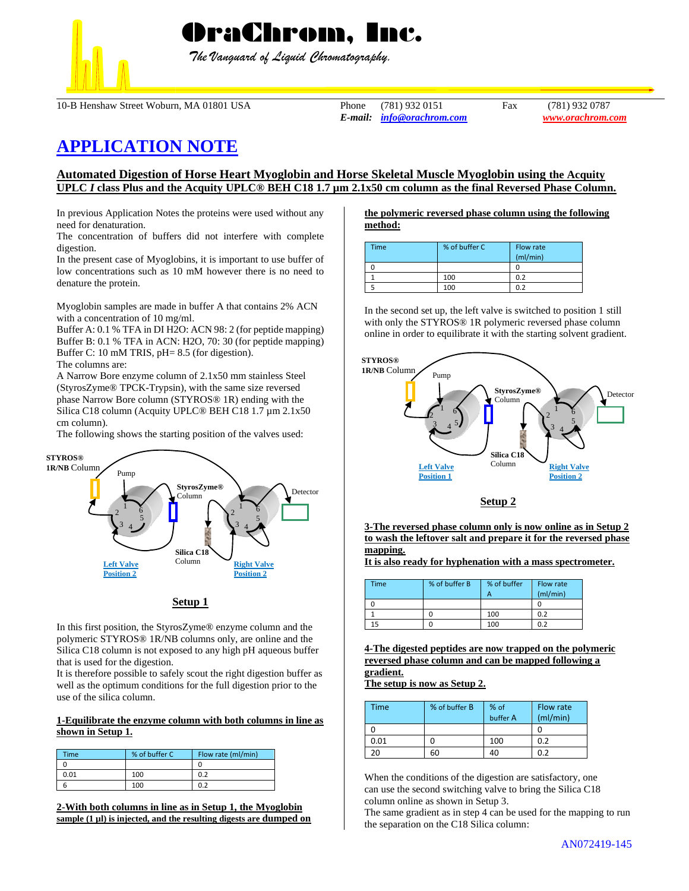# OraChrom, Inc.

*The Vanguard of Liquid Chromatography.*

10-B Henshaw Street Woburn, MA 01801 USA   Phone (781) 932 0151   Fax (781) 932 0787
*E-mail:* *info@orachrom.com*   *www.orachrom.com*

# APPLICATION NOTE

## Automated Digestion of Horse Heart Myoglobin and Horse Skeletal Muscle Myoglobin using the Acquity UPLC *I* class Plus and the Acquity UPLC® BEH C18 1.7 µm 2.1x50 cm column as the final Reversed Phase Column.

In previous Application Notes the proteins were used without any need for denaturation.
The concentration of buffers did not interfere with complete digestion.
In the present case of Myoglobins, it is important to use buffer of low concentrations such as 10 mM however there is no need to denature the protein.

Myoglobin samples are made in buffer A that contains 2% ACN with a concentration of 10 mg/ml.
Buffer A: 0.1 % TFA in DI H2O: ACN 98: 2 (for peptide mapping)
Buffer B: 0.1 % TFA in ACN: H2O, 70: 30 (for peptide mapping)
Buffer C: 10 mM TRIS, pH= 8.5 (for digestion).
The columns are:
A Narrow Bore enzyme column of 2.1x50 mm stainless Steel (StyrosZyme® TPCK-Trypsin), with the same size reversed phase Narrow Bore column (STYROS® 1R) ending with the Silica C18 column (Acquity UPLC® BEH C18 1.7 µm 2.1x50 cm column).
The following shows the starting position of the valves used:

STYROS® 1R/NB Column · Pump · StyrosZyme® Column · Detector · Silica C18 Column · Left Valve Position 2 · Right Valve Position 2

**Setup 1**

In this first position, the StyrosZyme® enzyme column and the polymeric STYROS® 1R/NB columns only, are online and the Silica C18 column is not exposed to any high pH aqueous buffer that is used for the digestion.
It is therefore possible to safely scout the right digestion buffer as well as the optimum conditions for the full digestion prior to the use of the silica column.

**1-Equilibrate the enzyme column with both columns in line as shown in Setup 1.**

| Time | % of buffer C | Flow rate (ml/min) |
|---|---|---|
| 0 | | 0 |
| 0.01 | 100 | 0.2 |
| 6 | 100 | 0.2 |

**2-With both columns in line as in Setup 1, the Myoglobin sample (1 µl) is injected, and the resulting digests are dumped on the polymeric reversed phase column using the following method:**

| Time | % of buffer C | Flow rate (ml/min) |
|---|---|---|
| 0 | | 0 |
| 1 | 100 | 0.2 |
| 5 | 100 | 0.2 |

In the second set up, the left valve is switched to position 1 still with only the STYROS® 1R polymeric reversed phase column online in order to equilibrate it with the starting solvent gradient.

STYROS® 1R/NB Column · Pump · StyrosZyme® Column · Detector · Silica C18 Column · Left Valve Position 1 · Right Valve Position 2

**Setup 2**

**3-The reversed phase column only is now online as in Setup 2 to wash the leftover salt and prepare it for the reversed phase mapping.**
**It is also ready for hyphenation with a mass spectrometer.**

| Time | % of buffer B | % of buffer A | Flow rate (ml/min) |
|---|---|---|---|
| 0 | | | 0 |
| 1 | 0 | 100 | 0.2 |
| 15 | 0 | 100 | 0.2 |

**4-The digested peptides are now trapped on the polymeric reversed phase column and can be mapped following a gradient.**
**The setup is now as Setup 2.**

| Time | % of buffer B | % of buffer A | Flow rate (ml/min) |
|---|---|---|---|
| 0 | | | 0 |
| 0.01 | 0 | 100 | 0.2 |
| 20 | 60 | 40 | 0.2 |

When the conditions of the digestion are satisfactory, one can use the second switching valve to bring the Silica C18 column online as shown in Setup 3.
The same gradient as in step 4 can be used for the mapping to run the separation on the C18 Silica column:

AN072419-145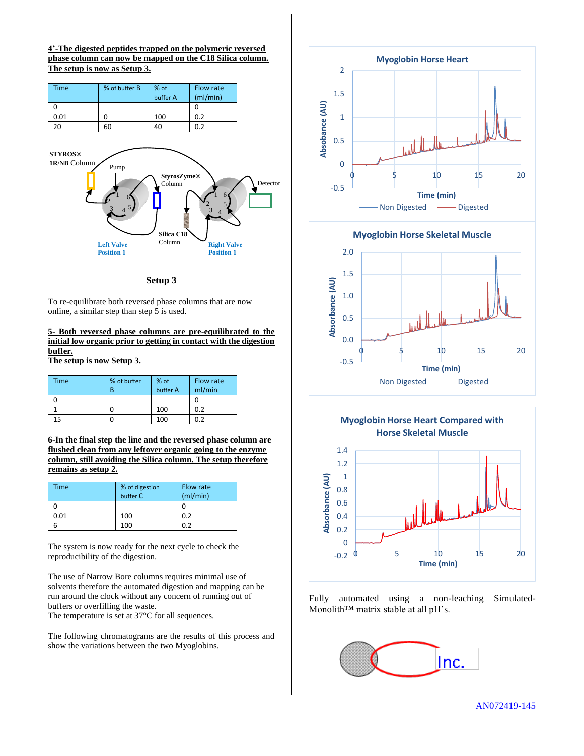**4'-The digested peptides trapped on the polymeric reversed phase column can now be mapped on the C18 Silica column. The setup is now as Setup 3.**

| Time | % of buffer B | % of buffer A | Flow rate (ml/min) |
|---|---|---|---|
| 0 | | | 0 |
| 0.01 | 0 | 100 | 0.2 |
| 20 | 60 | 40 | 0.2 |

STYROS® 1R/NB Column

Pump

StyrosZyme® Column

Detector

Silica C18 Column

Left Valve Position 1

Right Valve Position 1

**Setup 3**

To re-equilibrate both reversed phase columns that are now online, a similar step than step 5 is used.

**5- Both reversed phase columns are pre-equilibrated to the initial low organic prior to getting in contact with the digestion buffer.**
**The setup is now Setup 3.**

| Time | % of buffer B | % of buffer A | Flow rate ml/min |
|---|---|---|---|
| 0 | | | 0 |
| 1 | 0 | 100 | 0.2 |
| 15 | 0 | 100 | 0.2 |

**6-In the final step the line and the reversed phase column are flushed clean from any leftover organic going to the enzyme column, still avoiding the Silica column. The setup therefore remains as setup 2.**

| Time | % of digestion buffer C | Flow rate (ml/min) |
|---|---|---|
| 0 | | 0 |
| 0.01 | 100 | 0.2 |
| 6 | 100 | 0.2 |

The system is now ready for the next cycle to check the reproducibility of the digestion.

The use of Narrow Bore columns requires minimal use of solvents therefore the automated digestion and mapping can be run around the clock without any concern of running out of buffers or overfilling the waste.
The temperature is set at 37°C for all sequences.

The following chromatograms are the results of this process and show the variations between the two Myoglobins.

Myoglobin Horse Heart
Absobance (AU)
Time (min)
Non Digested
Digested

Myoglobin Horse Skeletal Muscle
Absorbance (AU)
Time (min)
Non Digested
Digested

Myoglobin Horse Heart Compared with Horse Skeletal Muscle
Absorbance (AU)
Time (min)

Fully automated using a non-leaching Simulated-Monolith™ matrix stable at all pH's.

Inc.

AN072419-145